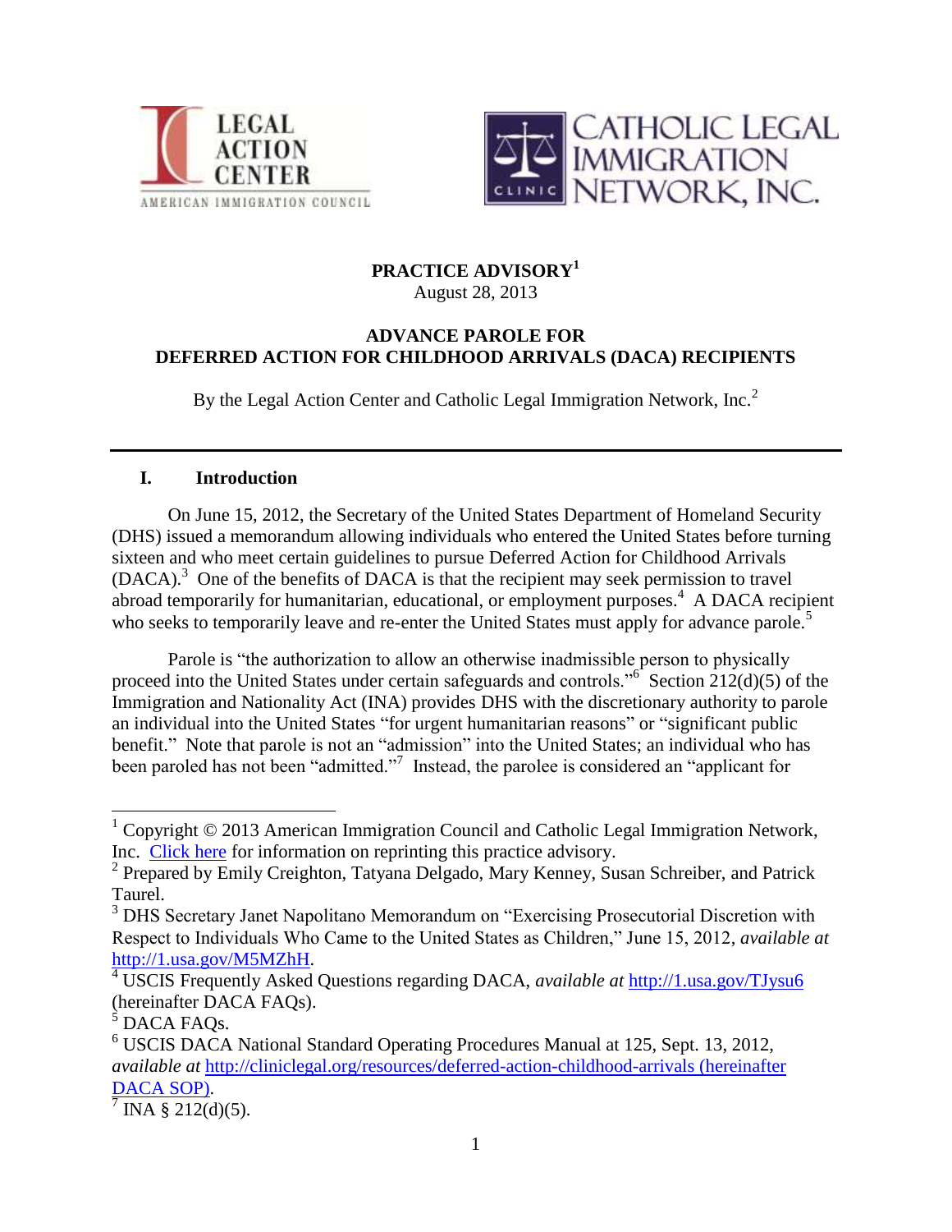LEGAL ACTION CENTER
AMERICAN IMMIGRATION COUNCIL

CATHOLIC LEGAL IMMIGRATION NETWORK, INC.

**PRACTICE ADVISORY**[1]
August 28, 2013

**ADVANCE PAROLE FOR**
**DEFERRED ACTION FOR CHILDHOOD ARRIVALS (DACA) RECIPIENTS**

By the Legal Action Center and Catholic Legal Immigration Network, Inc.[2]

---

## I. Introduction

On June 15, 2012, the Secretary of the United States Department of Homeland Security (DHS) issued a memorandum allowing individuals who entered the United States before turning sixteen and who meet certain guidelines to pursue Deferred Action for Childhood Arrivals (DACA).[3] One of the benefits of DACA is that the recipient may seek permission to travel abroad temporarily for humanitarian, educational, or employment purposes.[4] A DACA recipient who seeks to temporarily leave and re-enter the United States must apply for advance parole.[5]

Parole is "the authorization to allow an otherwise inadmissible person to physically proceed into the United States under certain safeguards and controls."[6] Section 212(d)(5) of the Immigration and Nationality Act (INA) provides DHS with the discretionary authority to parole an individual into the United States "for urgent humanitarian reasons" or "significant public benefit." Note that parole is not an "admission" into the United States; an individual who has been paroled has not been "admitted."[7] Instead, the parolee is considered an "applicant for

---

[1] Copyright © 2013 American Immigration Council and Catholic Legal Immigration Network, Inc. Click here for information on reprinting this practice advisory.

[2] Prepared by Emily Creighton, Tatyana Delgado, Mary Kenney, Susan Schreiber, and Patrick Taurel.

[3] DHS Secretary Janet Napolitano Memorandum on "Exercising Prosecutorial Discretion with Respect to Individuals Who Came to the United States as Children," June 15, 2012, *available at* http://1.usa.gov/M5MZhH.

[4] USCIS Frequently Asked Questions regarding DACA, *available at* http://1.usa.gov/TJysu6 (hereinafter DACA FAQs).

[5] DACA FAQs.

[6] USCIS DACA National Standard Operating Procedures Manual at 125, Sept. 13, 2012, *available at* http://cliniclegal.org/resources/deferred-action-childhood-arrivals (hereinafter DACA SOP).

[7] INA § 212(d)(5).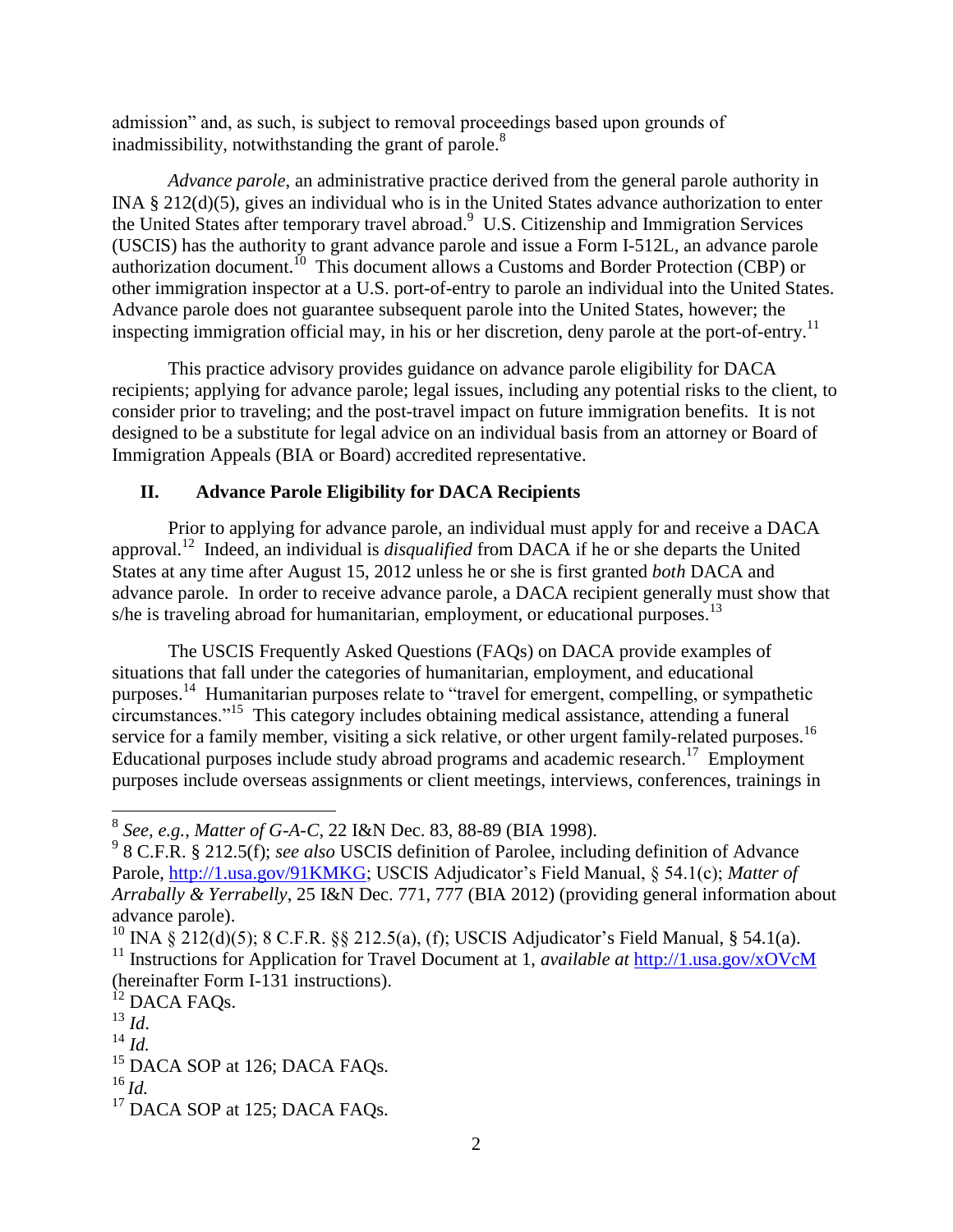admission" and, as such, is subject to removal proceedings based upon grounds of inadmissibility, notwithstanding the grant of parole.[8]

*Advance parole*, an administrative practice derived from the general parole authority in INA § 212(d)(5), gives an individual who is in the United States advance authorization to enter the United States after temporary travel abroad.[9] U.S. Citizenship and Immigration Services (USCIS) has the authority to grant advance parole and issue a Form I-512L, an advance parole authorization document.[10] This document allows a Customs and Border Protection (CBP) or other immigration inspector at a U.S. port-of-entry to parole an individual into the United States. Advance parole does not guarantee subsequent parole into the United States, however; the inspecting immigration official may, in his or her discretion, deny parole at the port-of-entry.[11]

This practice advisory provides guidance on advance parole eligibility for DACA recipients; applying for advance parole; legal issues, including any potential risks to the client, to consider prior to traveling; and the post-travel impact on future immigration benefits. It is not designed to be a substitute for legal advice on an individual basis from an attorney or Board of Immigration Appeals (BIA or Board) accredited representative.

## II. Advance Parole Eligibility for DACA Recipients

Prior to applying for advance parole, an individual must apply for and receive a DACA approval.[12] Indeed, an individual is *disqualified* from DACA if he or she departs the United States at any time after August 15, 2012 unless he or she is first granted *both* DACA and advance parole. In order to receive advance parole, a DACA recipient generally must show that s/he is traveling abroad for humanitarian, employment, or educational purposes.[13]

The USCIS Frequently Asked Questions (FAQs) on DACA provide examples of situations that fall under the categories of humanitarian, employment, and educational purposes.[14] Humanitarian purposes relate to "travel for emergent, compelling, or sympathetic circumstances."[15] This category includes obtaining medical assistance, attending a funeral service for a family member, visiting a sick relative, or other urgent family-related purposes.[16] Educational purposes include study abroad programs and academic research.[17] Employment purposes include overseas assignments or client meetings, interviews, conferences, trainings in

---

[8] *See, e.g.*, *Matter of G-A-C*, 22 I&N Dec. 83, 88-89 (BIA 1998).

[9] 8 C.F.R. § 212.5(f); *see also* USCIS definition of Parolee, including definition of Advance Parole, http://1.usa.gov/91KMKG; USCIS Adjudicator's Field Manual, § 54.1(c); *Matter of Arrabally & Yerrabelly*, 25 I&N Dec. 771, 777 (BIA 2012) (providing general information about advance parole).

[10] INA § 212(d)(5); 8 C.F.R. §§ 212.5(a), (f); USCIS Adjudicator's Field Manual, § 54.1(a).

[11] Instructions for Application for Travel Document at 1, *available at* http://1.usa.gov/xOVcM (hereinafter Form I-131 instructions).

[12] DACA FAQs.

[13] *Id.*

[14] *Id.*

[15] DACA SOP at 126; DACA FAQs.

[16] *Id.*

[17] DACA SOP at 125; DACA FAQs.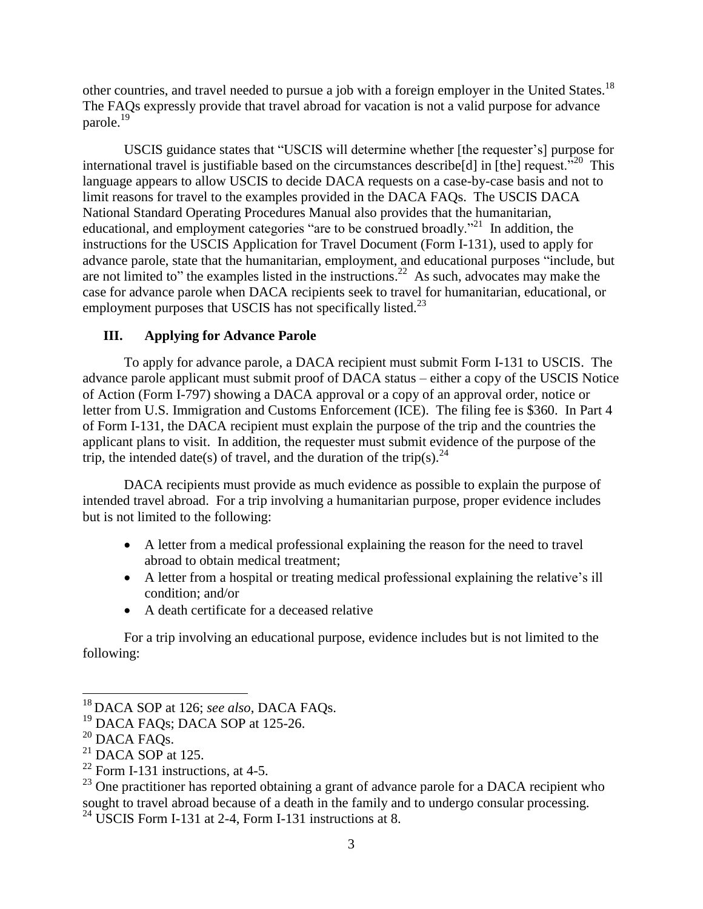other countries, and travel needed to pursue a job with a foreign employer in the United States.[18] The FAQs expressly provide that travel abroad for vacation is not a valid purpose for advance parole.[19]

USCIS guidance states that "USCIS will determine whether [the requester's] purpose for international travel is justifiable based on the circumstances describe[d] in [the] request."[20] This language appears to allow USCIS to decide DACA requests on a case-by-case basis and not to limit reasons for travel to the examples provided in the DACA FAQs. The USCIS DACA National Standard Operating Procedures Manual also provides that the humanitarian, educational, and employment categories "are to be construed broadly."[21] In addition, the instructions for the USCIS Application for Travel Document (Form I-131), used to apply for advance parole, state that the humanitarian, employment, and educational purposes "include, but are not limited to" the examples listed in the instructions.[22] As such, advocates may make the case for advance parole when DACA recipients seek to travel for humanitarian, educational, or employment purposes that USCIS has not specifically listed.[23]

## III. Applying for Advance Parole

To apply for advance parole, a DACA recipient must submit Form I-131 to USCIS. The advance parole applicant must submit proof of DACA status – either a copy of the USCIS Notice of Action (Form I-797) showing a DACA approval or a copy of an approval order, notice or letter from U.S. Immigration and Customs Enforcement (ICE). The filing fee is $360. In Part 4 of Form I-131, the DACA recipient must explain the purpose of the trip and the countries the applicant plans to visit. In addition, the requester must submit evidence of the purpose of the trip, the intended date(s) of travel, and the duration of the trip(s).[24]

DACA recipients must provide as much evidence as possible to explain the purpose of intended travel abroad. For a trip involving a humanitarian purpose, proper evidence includes but is not limited to the following:

- A letter from a medical professional explaining the reason for the need to travel abroad to obtain medical treatment;
- A letter from a hospital or treating medical professional explaining the relative's ill condition; and/or
- A death certificate for a deceased relative

For a trip involving an educational purpose, evidence includes but is not limited to the following:

---

[18] DACA SOP at 126; *see also*, DACA FAQs.

[19] DACA FAQs; DACA SOP at 125-26.

[20] DACA FAQs.

[21] DACA SOP at 125.

[22] Form I-131 instructions, at 4-5.

[23] One practitioner has reported obtaining a grant of advance parole for a DACA recipient who sought to travel abroad because of a death in the family and to undergo consular processing.

[24] USCIS Form I-131 at 2-4, Form I-131 instructions at 8.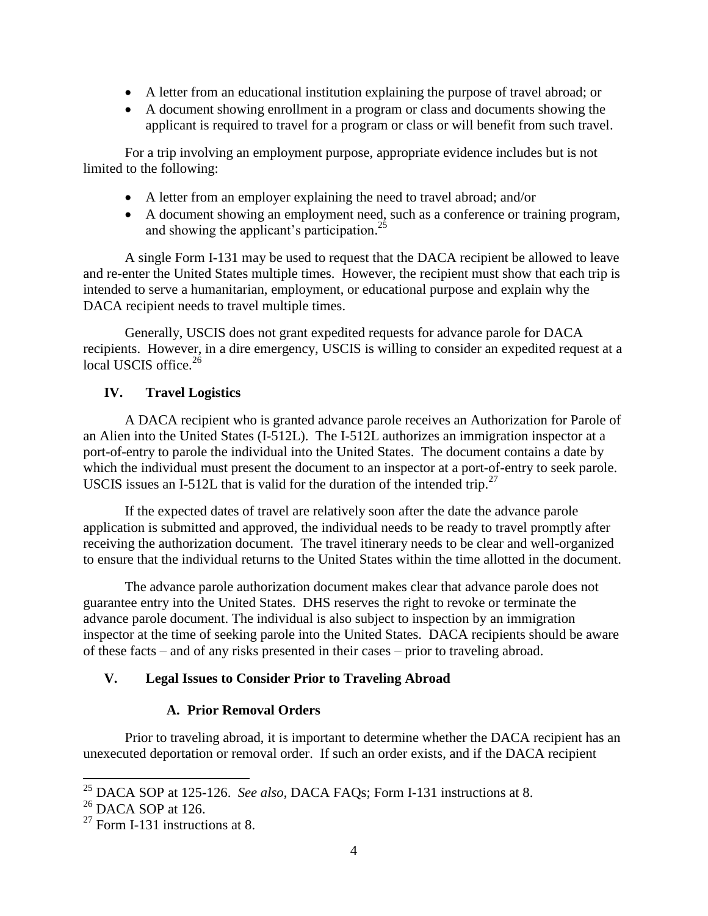- A letter from an educational institution explaining the purpose of travel abroad; or
- A document showing enrollment in a program or class and documents showing the applicant is required to travel for a program or class or will benefit from such travel.

For a trip involving an employment purpose, appropriate evidence includes but is not limited to the following:

- A letter from an employer explaining the need to travel abroad; and/or
- A document showing an employment need, such as a conference or training program, and showing the applicant's participation.[25]

A single Form I-131 may be used to request that the DACA recipient be allowed to leave and re-enter the United States multiple times. However, the recipient must show that each trip is intended to serve a humanitarian, employment, or educational purpose and explain why the DACA recipient needs to travel multiple times.

Generally, USCIS does not grant expedited requests for advance parole for DACA recipients. However, in a dire emergency, USCIS is willing to consider an expedited request at a local USCIS office.[26]

## IV. Travel Logistics

A DACA recipient who is granted advance parole receives an Authorization for Parole of an Alien into the United States (I-512L). The I-512L authorizes an immigration inspector at a port-of-entry to parole the individual into the United States. The document contains a date by which the individual must present the document to an inspector at a port-of-entry to seek parole. USCIS issues an I-512L that is valid for the duration of the intended trip.[27]

If the expected dates of travel are relatively soon after the date the advance parole application is submitted and approved, the individual needs to be ready to travel promptly after receiving the authorization document. The travel itinerary needs to be clear and well-organized to ensure that the individual returns to the United States within the time allotted in the document.

The advance parole authorization document makes clear that advance parole does not guarantee entry into the United States. DHS reserves the right to revoke or terminate the advance parole document. The individual is also subject to inspection by an immigration inspector at the time of seeking parole into the United States. DACA recipients should be aware of these facts – and of any risks presented in their cases – prior to traveling abroad.

## V. Legal Issues to Consider Prior to Traveling Abroad

### A. Prior Removal Orders

Prior to traveling abroad, it is important to determine whether the DACA recipient has an unexecuted deportation or removal order. If such an order exists, and if the DACA recipient

---

[25] DACA SOP at 125-126. *See also*, DACA FAQs; Form I-131 instructions at 8.

[26] DACA SOP at 126.

[27] Form I-131 instructions at 8.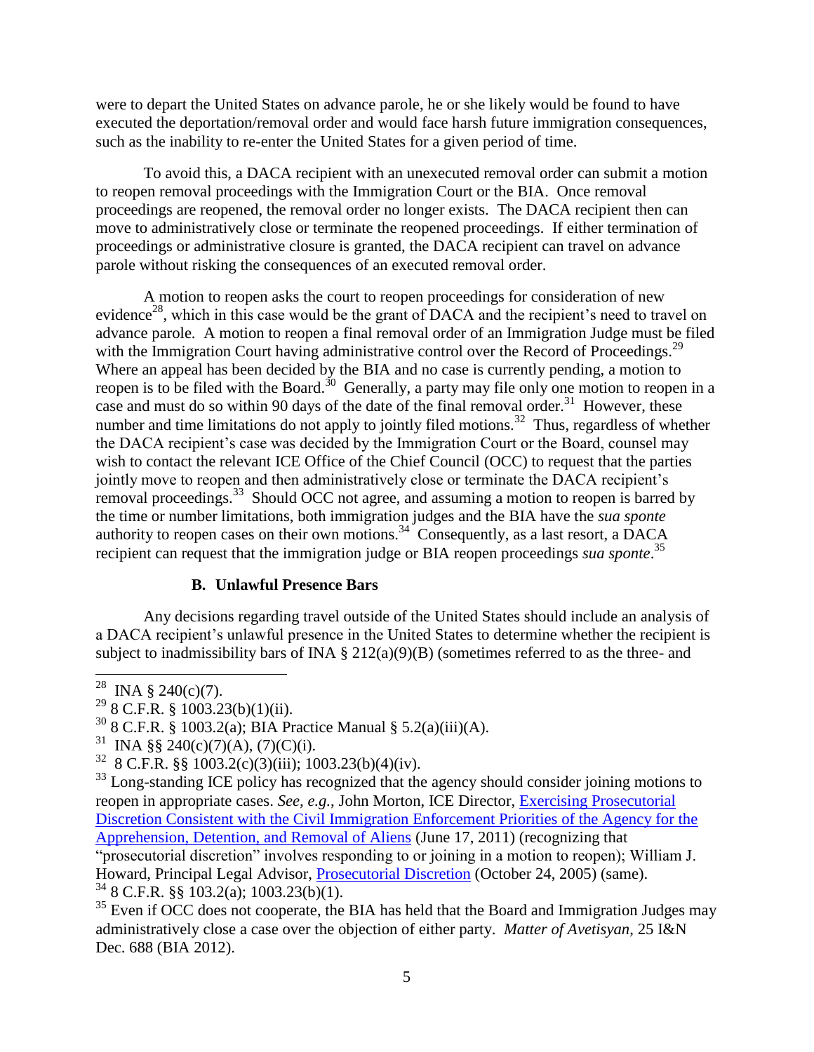were to depart the United States on advance parole, he or she likely would be found to have executed the deportation/removal order and would face harsh future immigration consequences, such as the inability to re-enter the United States for a given period of time.

To avoid this, a DACA recipient with an unexecuted removal order can submit a motion to reopen removal proceedings with the Immigration Court or the BIA. Once removal proceedings are reopened, the removal order no longer exists. The DACA recipient then can move to administratively close or terminate the reopened proceedings. If either termination of proceedings or administrative closure is granted, the DACA recipient can travel on advance parole without risking the consequences of an executed removal order.

A motion to reopen asks the court to reopen proceedings for consideration of new evidence[28], which in this case would be the grant of DACA and the recipient's need to travel on advance parole. A motion to reopen a final removal order of an Immigration Judge must be filed with the Immigration Court having administrative control over the Record of Proceedings.[29] Where an appeal has been decided by the BIA and no case is currently pending, a motion to reopen is to be filed with the Board.[30] Generally, a party may file only one motion to reopen in a case and must do so within 90 days of the date of the final removal order.[31] However, these number and time limitations do not apply to jointly filed motions.[32] Thus, regardless of whether the DACA recipient's case was decided by the Immigration Court or the Board, counsel may wish to contact the relevant ICE Office of the Chief Council (OCC) to request that the parties jointly move to reopen and then administratively close or terminate the DACA recipient's removal proceedings.[33] Should OCC not agree, and assuming a motion to reopen is barred by the time or number limitations, both immigration judges and the BIA have the *sua sponte* authority to reopen cases on their own motions.[34] Consequently, as a last resort, a DACA recipient can request that the immigration judge or BIA reopen proceedings *sua sponte*.[35]

### B. Unlawful Presence Bars

Any decisions regarding travel outside of the United States should include an analysis of a DACA recipient's unlawful presence in the United States to determine whether the recipient is subject to inadmissibility bars of INA § 212(a)(9)(B) (sometimes referred to as the three- and

---

[28] INA § 240(c)(7).

[29] 8 C.F.R. § 1003.23(b)(1)(ii).

[30] 8 C.F.R. § 1003.2(a); BIA Practice Manual § 5.2(a)(iii)(A).

[31] INA §§ 240(c)(7)(A), (7)(C)(i).

[32] 8 C.F.R. §§ 1003.2(c)(3)(iii); 1003.23(b)(4)(iv).

[33] Long-standing ICE policy has recognized that the agency should consider joining motions to reopen in appropriate cases. *See, e.g.*, John Morton, ICE Director, Exercising Prosecutorial Discretion Consistent with the Civil Immigration Enforcement Priorities of the Agency for the Apprehension, Detention, and Removal of Aliens (June 17, 2011) (recognizing that "prosecutorial discretion" involves responding to or joining in a motion to reopen); William J. Howard, Principal Legal Advisor, Prosecutorial Discretion (October 24, 2005) (same).

[34] 8 C.F.R. §§ 103.2(a); 1003.23(b)(1).

[35] Even if OCC does not cooperate, the BIA has held that the Board and Immigration Judges may administratively close a case over the objection of either party. *Matter of Avetisyan*, 25 I&N Dec. 688 (BIA 2012).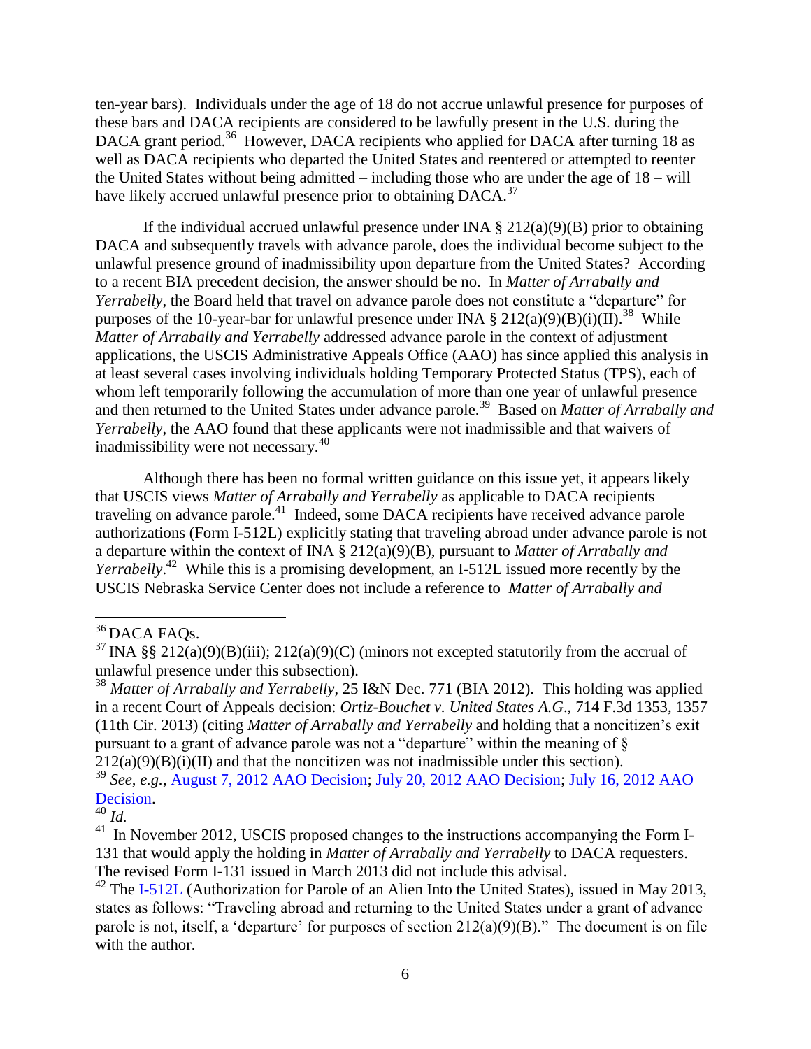ten-year bars). Individuals under the age of 18 do not accrue unlawful presence for purposes of these bars and DACA recipients are considered to be lawfully present in the U.S. during the DACA grant period.[36] However, DACA recipients who applied for DACA after turning 18 as well as DACA recipients who departed the United States and reentered or attempted to reenter the United States without being admitted – including those who are under the age of 18 – will have likely accrued unlawful presence prior to obtaining DACA.[37]

If the individual accrued unlawful presence under INA § 212(a)(9)(B) prior to obtaining DACA and subsequently travels with advance parole, does the individual become subject to the unlawful presence ground of inadmissibility upon departure from the United States? According to a recent BIA precedent decision, the answer should be no. In *Matter of Arrabally and Yerrabelly*, the Board held that travel on advance parole does not constitute a "departure" for purposes of the 10-year-bar for unlawful presence under INA § 212(a)(9)(B)(i)(II).[38] While *Matter of Arrabally and Yerrabelly* addressed advance parole in the context of adjustment applications, the USCIS Administrative Appeals Office (AAO) has since applied this analysis in at least several cases involving individuals holding Temporary Protected Status (TPS), each of whom left temporarily following the accumulation of more than one year of unlawful presence and then returned to the United States under advance parole.[39] Based on *Matter of Arrabally and Yerrabelly*, the AAO found that these applicants were not inadmissible and that waivers of inadmissibility were not necessary.[40]

Although there has been no formal written guidance on this issue yet, it appears likely that USCIS views *Matter of Arrabally and Yerrabelly* as applicable to DACA recipients traveling on advance parole.[41] Indeed, some DACA recipients have received advance parole authorizations (Form I-512L) explicitly stating that traveling abroad under advance parole is not a departure within the context of INA § 212(a)(9)(B), pursuant to *Matter of Arrabally and Yerrabelly*.[42] While this is a promising development, an I-512L issued more recently by the USCIS Nebraska Service Center does not include a reference to *Matter of Arrabally and*

---

[36] DACA FAQs.

[37] INA §§ 212(a)(9)(B)(iii); 212(a)(9)(C) (minors not excepted statutorily from the accrual of unlawful presence under this subsection).

[38] *Matter of Arrabally and Yerrabelly*, 25 I&N Dec. 771 (BIA 2012). This holding was applied in a recent Court of Appeals decision: *Ortiz-Bouchet v. United States A.G*., 714 F.3d 1353, 1357 (11th Cir. 2013) (citing *Matter of Arrabally and Yerrabelly* and holding that a noncitizen's exit pursuant to a grant of advance parole was not a "departure" within the meaning of § 212(a)(9)(B)(i)(II) and that the noncitizen was not inadmissible under this section).

[39] *See, e.g.*, August 7, 2012 AAO Decision; July 20, 2012 AAO Decision; July 16, 2012 AAO Decision.

[40] *Id.*

[41] In November 2012, USCIS proposed changes to the instructions accompanying the Form I-131 that would apply the holding in *Matter of Arrabally and Yerrabelly* to DACA requesters. The revised Form I-131 issued in March 2013 did not include this advisal.

[42] The I-512L (Authorization for Parole of an Alien Into the United States), issued in May 2013, states as follows: "Traveling abroad and returning to the United States under a grant of advance parole is not, itself, a 'departure' for purposes of section 212(a)(9)(B)." The document is on file with the author.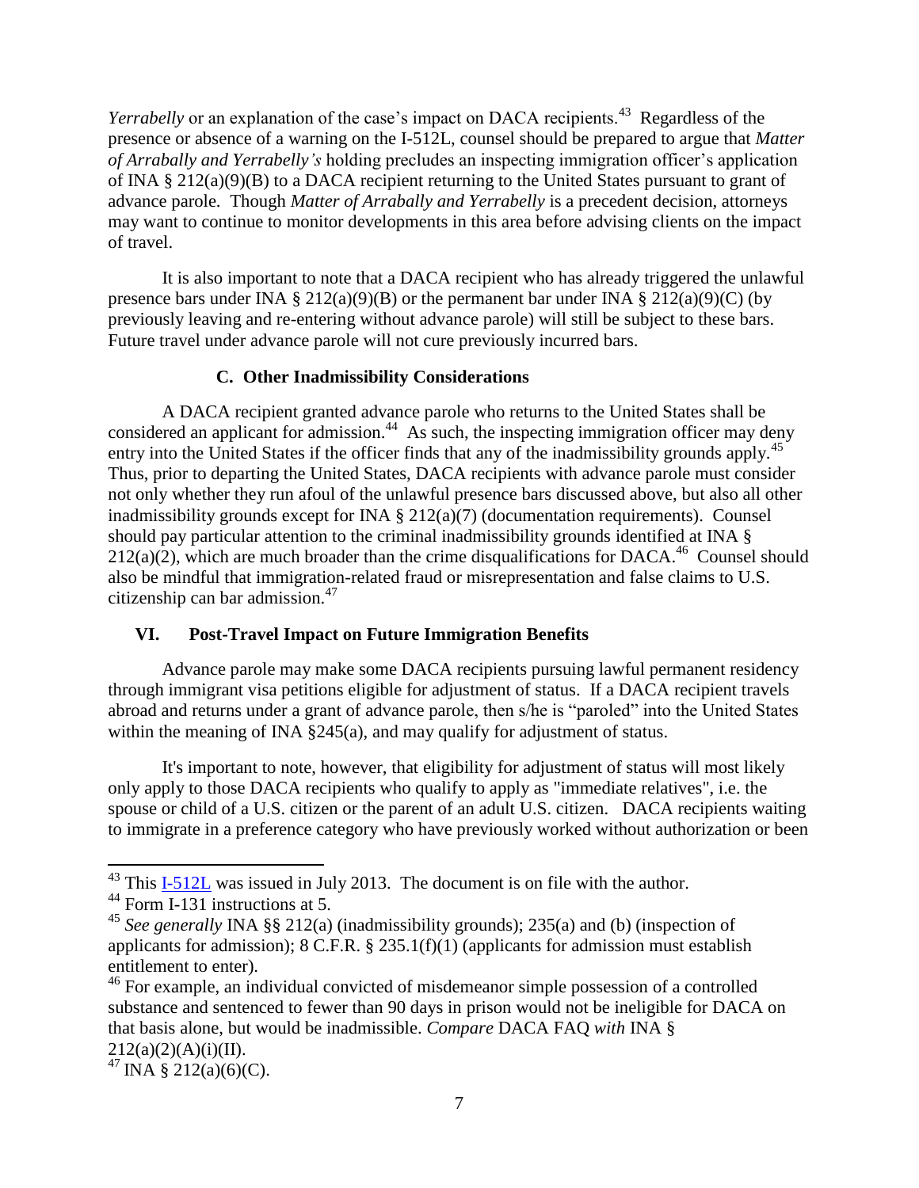*Yerrabelly* or an explanation of the case's impact on DACA recipients.[43] Regardless of the presence or absence of a warning on the I-512L, counsel should be prepared to argue that *Matter of Arrabally and Yerrabelly's* holding precludes an inspecting immigration officer's application of INA § 212(a)(9)(B) to a DACA recipient returning to the United States pursuant to grant of advance parole. Though *Matter of Arrabally and Yerrabelly* is a precedent decision, attorneys may want to continue to monitor developments in this area before advising clients on the impact of travel.

It is also important to note that a DACA recipient who has already triggered the unlawful presence bars under INA § 212(a)(9)(B) or the permanent bar under INA § 212(a)(9)(C) (by previously leaving and re-entering without advance parole) will still be subject to these bars. Future travel under advance parole will not cure previously incurred bars.

### C. Other Inadmissibility Considerations

A DACA recipient granted advance parole who returns to the United States shall be considered an applicant for admission.[44] As such, the inspecting immigration officer may deny entry into the United States if the officer finds that any of the inadmissibility grounds apply.[45] Thus, prior to departing the United States, DACA recipients with advance parole must consider not only whether they run afoul of the unlawful presence bars discussed above, but also all other inadmissibility grounds except for INA § 212(a)(7) (documentation requirements). Counsel should pay particular attention to the criminal inadmissibility grounds identified at INA § 212(a)(2), which are much broader than the crime disqualifications for DACA.[46] Counsel should also be mindful that immigration-related fraud or misrepresentation and false claims to U.S. citizenship can bar admission.[47]

## VI. Post-Travel Impact on Future Immigration Benefits

Advance parole may make some DACA recipients pursuing lawful permanent residency through immigrant visa petitions eligible for adjustment of status. If a DACA recipient travels abroad and returns under a grant of advance parole, then s/he is "paroled" into the United States within the meaning of INA §245(a), and may qualify for adjustment of status.

It's important to note, however, that eligibility for adjustment of status will most likely only apply to those DACA recipients who qualify to apply as "immediate relatives", i.e. the spouse or child of a U.S. citizen or the parent of an adult U.S. citizen. DACA recipients waiting to immigrate in a preference category who have previously worked without authorization or been

---

[43] This I-512L was issued in July 2013. The document is on file with the author.

[44] Form I-131 instructions at 5.

[45] *See generally* INA §§ 212(a) (inadmissibility grounds); 235(a) and (b) (inspection of applicants for admission); 8 C.F.R. § 235.1(f)(1) (applicants for admission must establish entitlement to enter).

[46] For example, an individual convicted of misdemeanor simple possession of a controlled substance and sentenced to fewer than 90 days in prison would not be ineligible for DACA on that basis alone, but would be inadmissible. *Compare* DACA FAQ *with* INA § 212(a)(2)(A)(i)(II).

[47] INA § 212(a)(6)(C).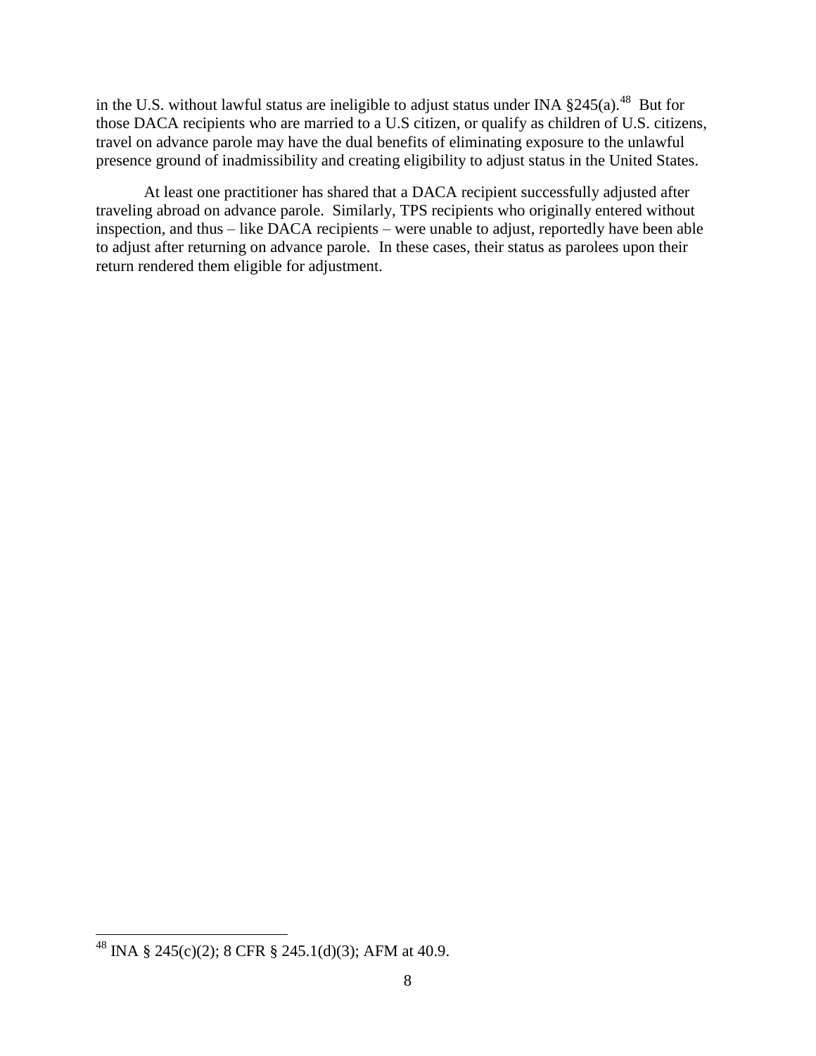in the U.S. without lawful status are ineligible to adjust status under INA §245(a).[48] But for those DACA recipients who are married to a U.S citizen, or qualify as children of U.S. citizens, travel on advance parole may have the dual benefits of eliminating exposure to the unlawful presence ground of inadmissibility and creating eligibility to adjust status in the United States.

At least one practitioner has shared that a DACA recipient successfully adjusted after traveling abroad on advance parole. Similarly, TPS recipients who originally entered without inspection, and thus – like DACA recipients – were unable to adjust, reportedly have been able to adjust after returning on advance parole. In these cases, their status as parolees upon their return rendered them eligible for adjustment.

---

[48] INA § 245(c)(2); 8 CFR § 245.1(d)(3); AFM at 40.9.